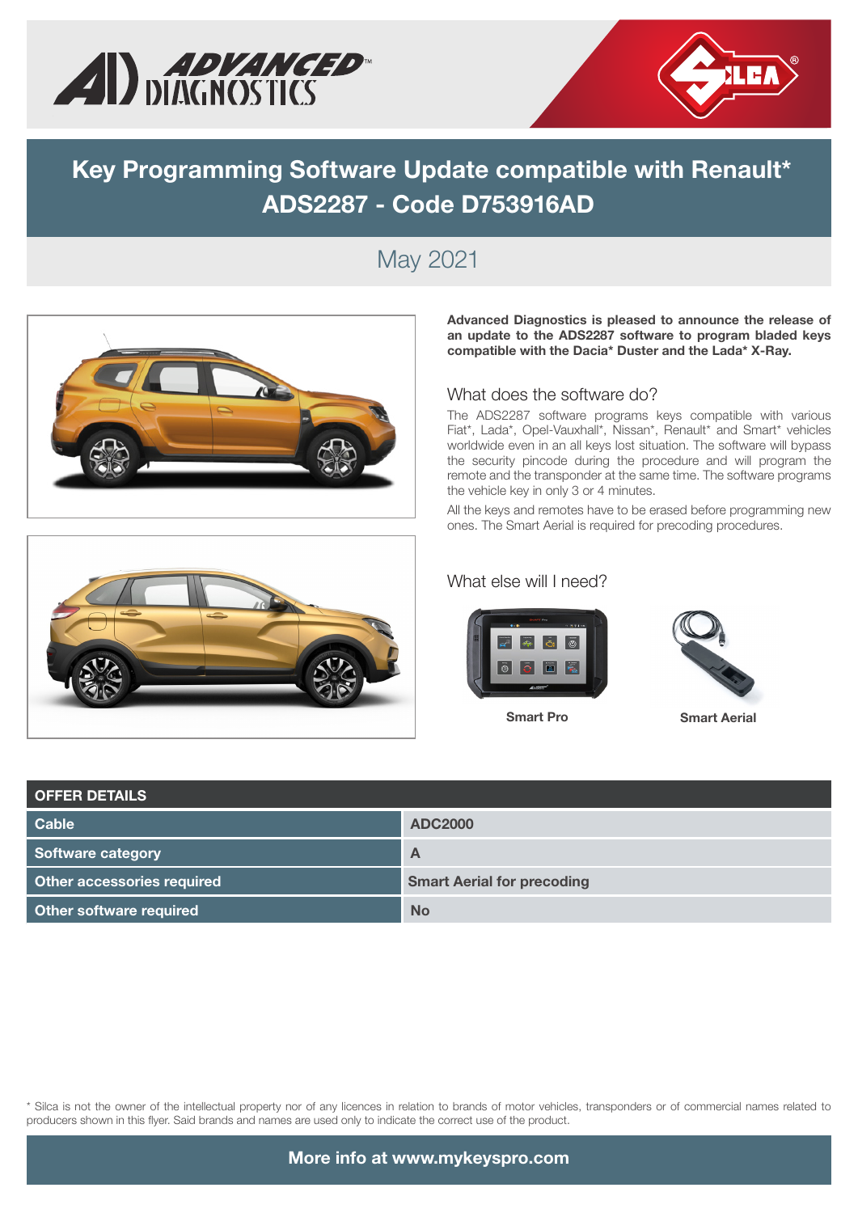# Key Programming Software Update compatible with Renault* ADS2287 - Code D753916AD

May 2021

**Advanced Diagnostics is pleased to announce the release of an update to the ADS2287 software to program bladed keys compatible with the Dacia* Duster and the Lada* X-Ray.**

## What does the software do?

The ADS2287 software programs keys compatible with various Fiat*, Lada*, Opel-Vauxhall*, Nissan*, Renault* and Smart* vehicles worldwide even in an all keys lost situation. The software will bypass the security pincode during the procedure and will program the remote and the transponder at the same time. The software programs the vehicle key in only 3 or 4 minutes.

All the keys and remotes have to be erased before programming new ones. The Smart Aerial is required for precoding procedures.

## What else will I need?

**Smart Pro**

**Smart Aerial**

| OFFER DETAILS | |
|---|---|
| Cable | ADC2000 |
| Software category | A |
| Other accessories required | Smart Aerial for precoding |
| Other software required | No |

* Silca is not the owner of the intellectual property nor of any licences in relation to brands of motor vehicles, transponders or of commercial names related to producers shown in this flyer. Said brands and names are used only to indicate the correct use of the product.

**More info at www.mykeyspro.com**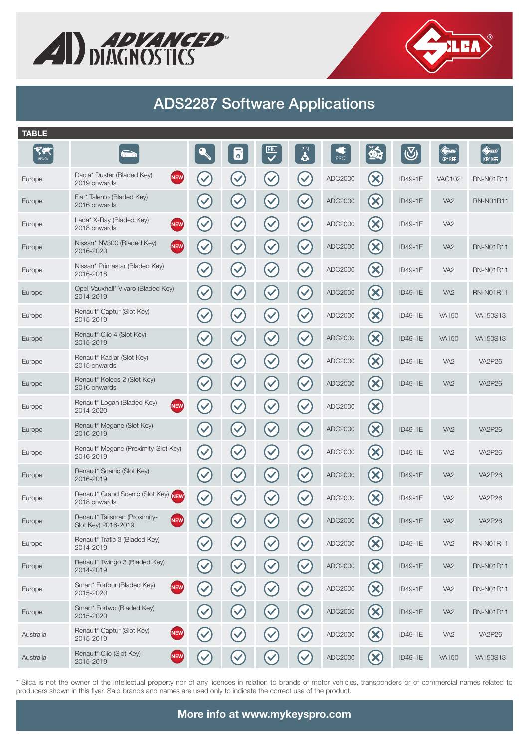# ADS2287 Software Applications

**TABLE**

| REGION | Vehicle | | | | | | | | | |
|---|---|---|---|---|---|---|---|---|---|---|
| Europe | Dacia* Duster (Bladed Key) 2019 onwards NEW | ✓ | ✓ | ✓ | ✓ | ADC2000 | ✗ | ID49-1E | VAC102 | RN-N01R11 |
| Europe | Fiat* Talento (Bladed Key) 2016 onwards | ✓ | ✓ | ✓ | ✓ | ADC2000 | ✗ | ID49-1E | VA2 | RN-N01R11 |
| Europe | Lada* X-Ray (Bladed Key) 2018 onwards NEW | ✓ | ✓ | ✓ | ✓ | ADC2000 | ✗ | ID49-1E | VA2 | |
| Europe | Nissan* NV300 (Bladed Key) 2016-2020 NEW | ✓ | ✓ | ✓ | ✓ | ADC2000 | ✗ | ID49-1E | VA2 | RN-N01R11 |
| Europe | Nissan* Primastar (Bladed Key) 2016-2018 | ✓ | ✓ | ✓ | ✓ | ADC2000 | ✗ | ID49-1E | VA2 | RN-N01R11 |
| Europe | Opel-Vauxhall* Vivaro (Bladed Key) 2014-2019 | ✓ | ✓ | ✓ | ✓ | ADC2000 | ✗ | ID49-1E | VA2 | RN-N01R11 |
| Europe | Renault* Captur (Slot Key) 2015-2019 | ✓ | ✓ | ✓ | ✓ | ADC2000 | ✗ | ID49-1E | VA150 | VA150S13 |
| Europe | Renault* Clio 4 (Slot Key) 2015-2019 | ✓ | ✓ | ✓ | ✓ | ADC2000 | ✗ | ID49-1E | VA150 | VA150S13 |
| Europe | Renault* Kadjar (Slot Key) 2015 onwards | ✓ | ✓ | ✓ | ✓ | ADC2000 | ✗ | ID49-1E | VA2 | VA2P26 |
| Europe | Renault* Koleos 2 (Slot Key) 2016 onwards | ✓ | ✓ | ✓ | ✓ | ADC2000 | ✗ | ID49-1E | VA2 | VA2P26 |
| Europe | Renault* Logan (Bladed Key) 2014-2020 NEW | ✓ | ✓ | ✓ | ✓ | ADC2000 | ✗ | | | |
| Europe | Renault* Megane (Slot Key) 2016-2019 | ✓ | ✓ | ✓ | ✓ | ADC2000 | ✗ | ID49-1E | VA2 | VA2P26 |
| Europe | Renault* Megane (Proximity-Slot Key) 2016-2019 | ✓ | ✓ | ✓ | ✓ | ADC2000 | ✗ | ID49-1E | VA2 | VA2P26 |
| Europe | Renault* Scenic (Slot Key) 2016-2019 | ✓ | ✓ | ✓ | ✓ | ADC2000 | ✗ | ID49-1E | VA2 | VA2P26 |
| Europe | Renault* Grand Scenic (Slot Key) 2018 onwards NEW | ✓ | ✓ | ✓ | ✓ | ADC2000 | ✗ | ID49-1E | VA2 | VA2P26 |
| Europe | Renault* Talisman (Proximity-Slot Key) 2016-2019 NEW | ✓ | ✓ | ✓ | ✓ | ADC2000 | ✗ | ID49-1E | VA2 | VA2P26 |
| Europe | Renault* Trafic 3 (Bladed Key) 2014-2019 | ✓ | ✓ | ✓ | ✓ | ADC2000 | ✗ | ID49-1E | VA2 | RN-N01R11 |
| Europe | Renault* Twingo 3 (Bladed Key) 2014-2019 | ✓ | ✓ | ✓ | ✓ | ADC2000 | ✗ | ID49-1E | VA2 | RN-N01R11 |
| Europe | Smart* Forfour (Bladed Key) 2015-2020 NEW | ✓ | ✓ | ✓ | ✓ | ADC2000 | ✗ | ID49-1E | VA2 | RN-N01R11 |
| Europe | Smart* Fortwo (Bladed Key) 2015-2020 | ✓ | ✓ | ✓ | ✓ | ADC2000 | ✗ | ID49-1E | VA2 | RN-N01R11 |
| Australia | Renault* Captur (Slot Key) 2015-2019 NEW | ✓ | ✓ | ✓ | ✓ | ADC2000 | ✗ | ID49-1E | VA2 | VA2P26 |
| Australia | Renault* Clio (Slot Key) 2015-2019 NEW | ✓ | ✓ | ✓ | ✓ | ADC2000 | ✗ | ID49-1E | VA150 | VA150S13 |

\* Silca is not the owner of the intellectual property nor of any licences in relation to brands of motor vehicles, transponders or of commercial names related to producers shown in this flyer. Said brands and names are used only to indicate the correct use of the product.

**More info at www.mykeyspro.com**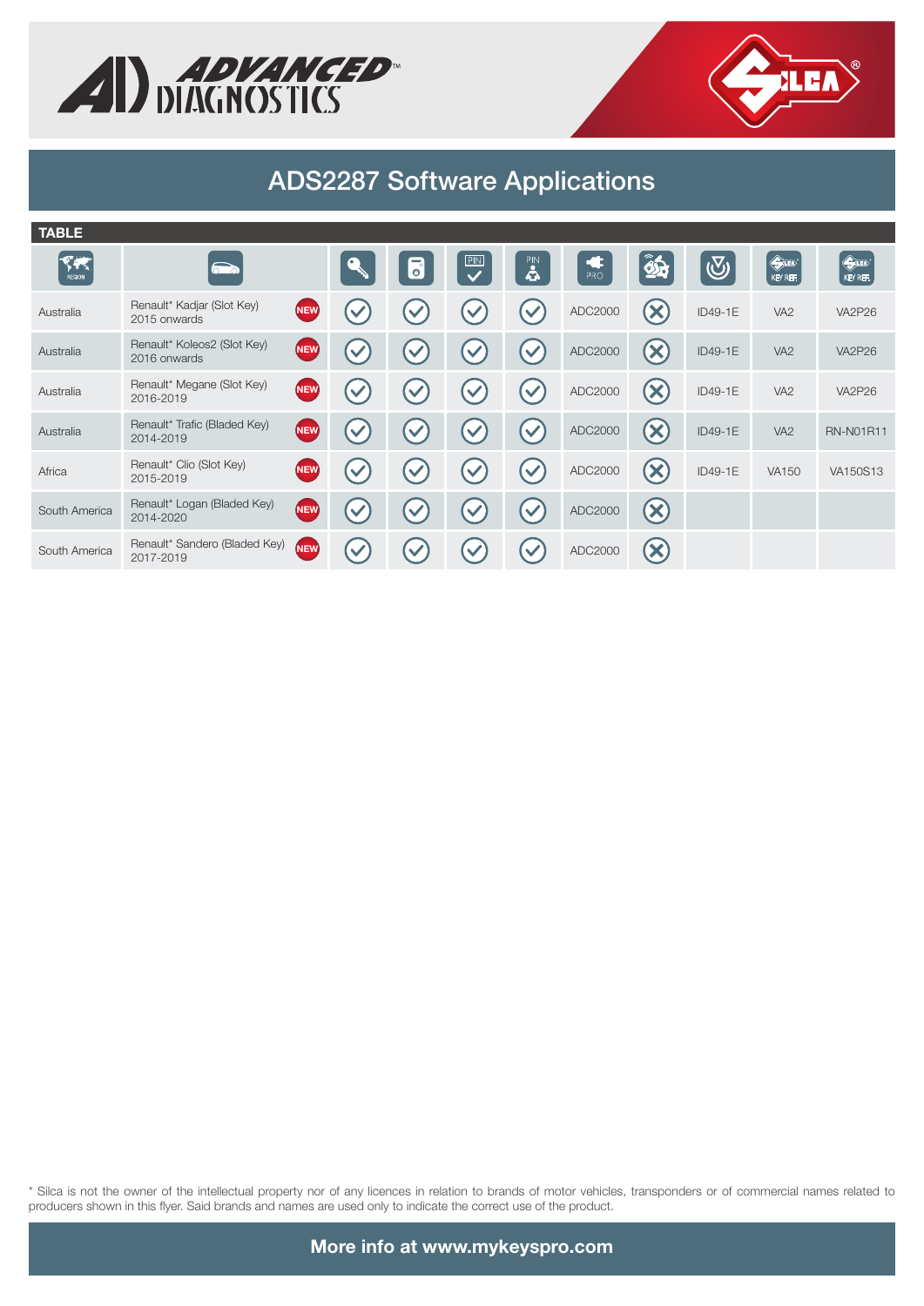# ADS2287 Software Applications

**TABLE**

| REGION | | | | | | | | | KEY REF. | KEY REF. |
|---|---|---|---|---|---|---|---|---|---|---|
| Australia | Renault* Kadjar (Slot Key) 2015 onwards NEW | ✓ | ✓ | ✓ | ✓ | ADC2000 | ✗ | ID49-1E | VA2 | VA2P26 |
| Australia | Renault* Koleos2 (Slot Key) 2016 onwards NEW | ✓ | ✓ | ✓ | ✓ | ADC2000 | ✗ | ID49-1E | VA2 | VA2P26 |
| Australia | Renault* Megane (Slot Key) 2016-2019 NEW | ✓ | ✓ | ✓ | ✓ | ADC2000 | ✗ | ID49-1E | VA2 | VA2P26 |
| Australia | Renault* Trafic (Bladed Key) 2014-2019 NEW | ✓ | ✓ | ✓ | ✓ | ADC2000 | ✗ | ID49-1E | VA2 | RN-N01R11 |
| Africa | Renault* Clio (Slot Key) 2015-2019 NEW | ✓ | ✓ | ✓ | ✓ | ADC2000 | ✗ | ID49-1E | VA150 | VA150S13 |
| South America | Renault* Logan (Bladed Key) 2014-2020 NEW | ✓ | ✓ | ✓ | ✓ | ADC2000 | ✗ | | | |
| South America | Renault* Sandero (Bladed Key) 2017-2019 NEW | ✓ | ✓ | ✓ | ✓ | ADC2000 | ✗ | | | |

* Silca is not the owner of the intellectual property nor of any licences in relation to brands of motor vehicles, transponders or of commercial names related to producers shown in this flyer. Said brands and names are used only to indicate the correct use of the product.

**More info at www.mykeyspro.com**